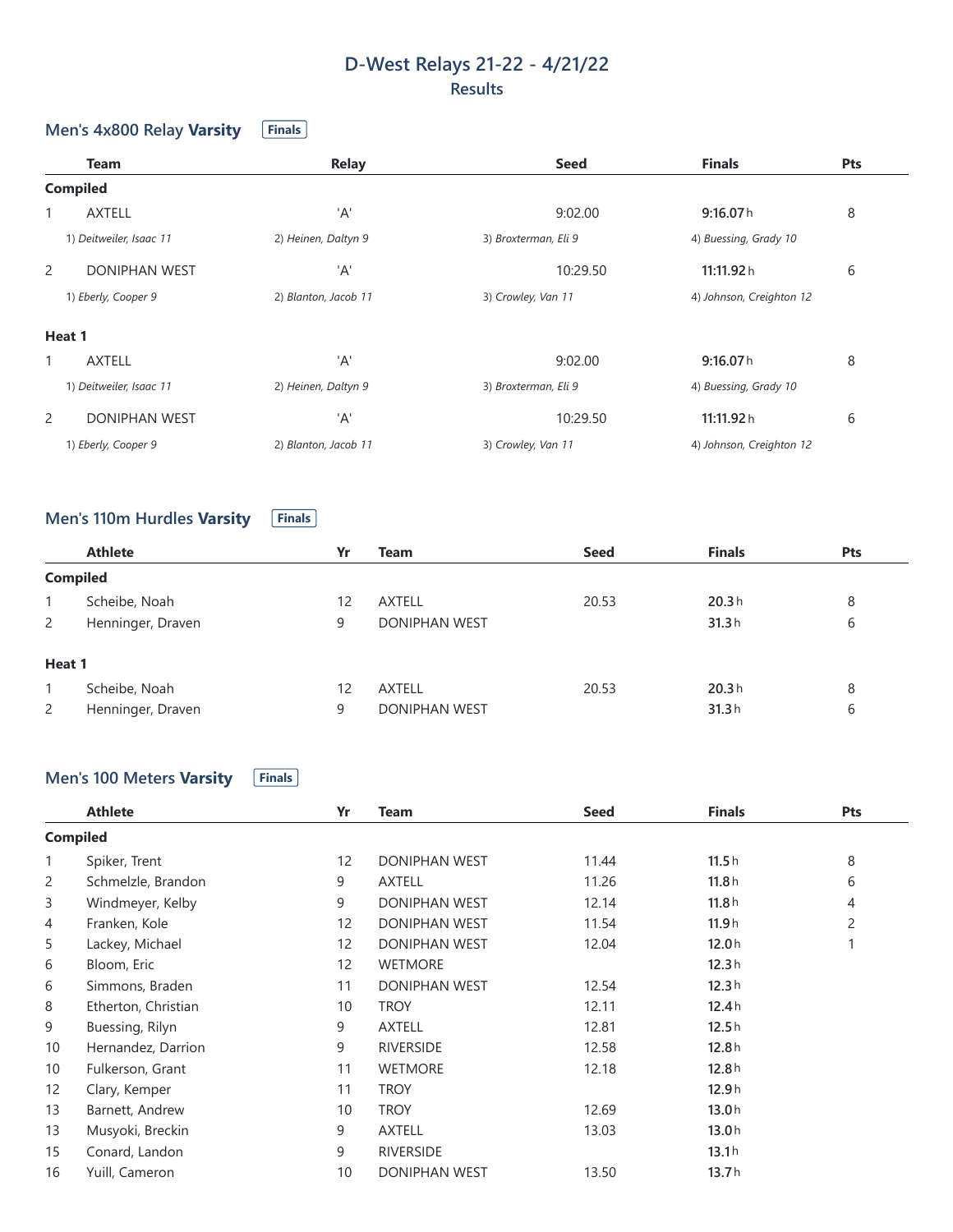# D-West Relays 21-22 - 4/21/22

## Results

### Men's 4x800 Relay **Varsity** Finals

| | Team | Relay | Seed | Finals | Pts |
|---|---|---|---|---|---|
| **Compiled** | | | | | |
| 1 | AXTELL | 'A' | 9:02.00 | **9:16.07** h | 8 |
| | *1) Deitweiler, Isaac 11* | *2) Heinen, Daltyn 9* | *3) Broxterman, Eli 9* | *4) Buessing, Grady 10* | |
| 2 | DONIPHAN WEST | 'A' | 10:29.50 | **11:11.92** h | 6 |
| | *1) Eberly, Cooper 9* | *2) Blanton, Jacob 11* | *3) Crowley, Van 11* | *4) Johnson, Creighton 12* | |
| **Heat 1** | | | | | |
| 1 | AXTELL | 'A' | 9:02.00 | **9:16.07** h | 8 |
| | *1) Deitweiler, Isaac 11* | *2) Heinen, Daltyn 9* | *3) Broxterman, Eli 9* | *4) Buessing, Grady 10* | |
| 2 | DONIPHAN WEST | 'A' | 10:29.50 | **11:11.92** h | 6 |
| | *1) Eberly, Cooper 9* | *2) Blanton, Jacob 11* | *3) Crowley, Van 11* | *4) Johnson, Creighton 12* | |

### Men's 110m Hurdles **Varsity** Finals

| | Athlete | Yr | Team | Seed | Finals | Pts |
|---|---|---|---|---|---|---|
| **Compiled** | | | | | | |
| 1 | Scheibe, Noah | 12 | AXTELL | 20.53 | **20.3** h | 8 |
| 2 | Henninger, Draven | 9 | DONIPHAN WEST | | **31.3** h | 6 |
| **Heat 1** | | | | | | |
| 1 | Scheibe, Noah | 12 | AXTELL | 20.53 | **20.3** h | 8 |
| 2 | Henninger, Draven | 9 | DONIPHAN WEST | | **31.3** h | 6 |

### Men's 100 Meters **Varsity** Finals

| | Athlete | Yr | Team | Seed | Finals | Pts |
|---|---|---|---|---|---|---|
| **Compiled** | | | | | | |
| 1 | Spiker, Trent | 12 | DONIPHAN WEST | 11.44 | **11.5** h | 8 |
| 2 | Schmelzle, Brandon | 9 | AXTELL | 11.26 | **11.8** h | 6 |
| 3 | Windmeyer, Kelby | 9 | DONIPHAN WEST | 12.14 | **11.8** h | 4 |
| 4 | Franken, Kole | 12 | DONIPHAN WEST | 11.54 | **11.9** h | 2 |
| 5 | Lackey, Michael | 12 | DONIPHAN WEST | 12.04 | **12.0** h | 1 |
| 6 | Bloom, Eric | 12 | WETMORE | | **12.3** h | |
| 6 | Simmons, Braden | 11 | DONIPHAN WEST | 12.54 | **12.3** h | |
| 8 | Etherton, Christian | 10 | TROY | 12.11 | **12.4** h | |
| 9 | Buessing, Rilyn | 9 | AXTELL | 12.81 | **12.5** h | |
| 10 | Hernandez, Darrion | 9 | RIVERSIDE | 12.58 | **12.8** h | |
| 10 | Fulkerson, Grant | 11 | WETMORE | 12.18 | **12.8** h | |
| 12 | Clary, Kemper | 11 | TROY | | **12.9** h | |
| 13 | Barnett, Andrew | 10 | TROY | 12.69 | **13.0** h | |
| 13 | Musyoki, Breckin | 9 | AXTELL | 13.03 | **13.0** h | |
| 15 | Conard, Landon | 9 | RIVERSIDE | | **13.1** h | |
| 16 | Yuill, Cameron | 10 | DONIPHAN WEST | 13.50 | **13.7** h | |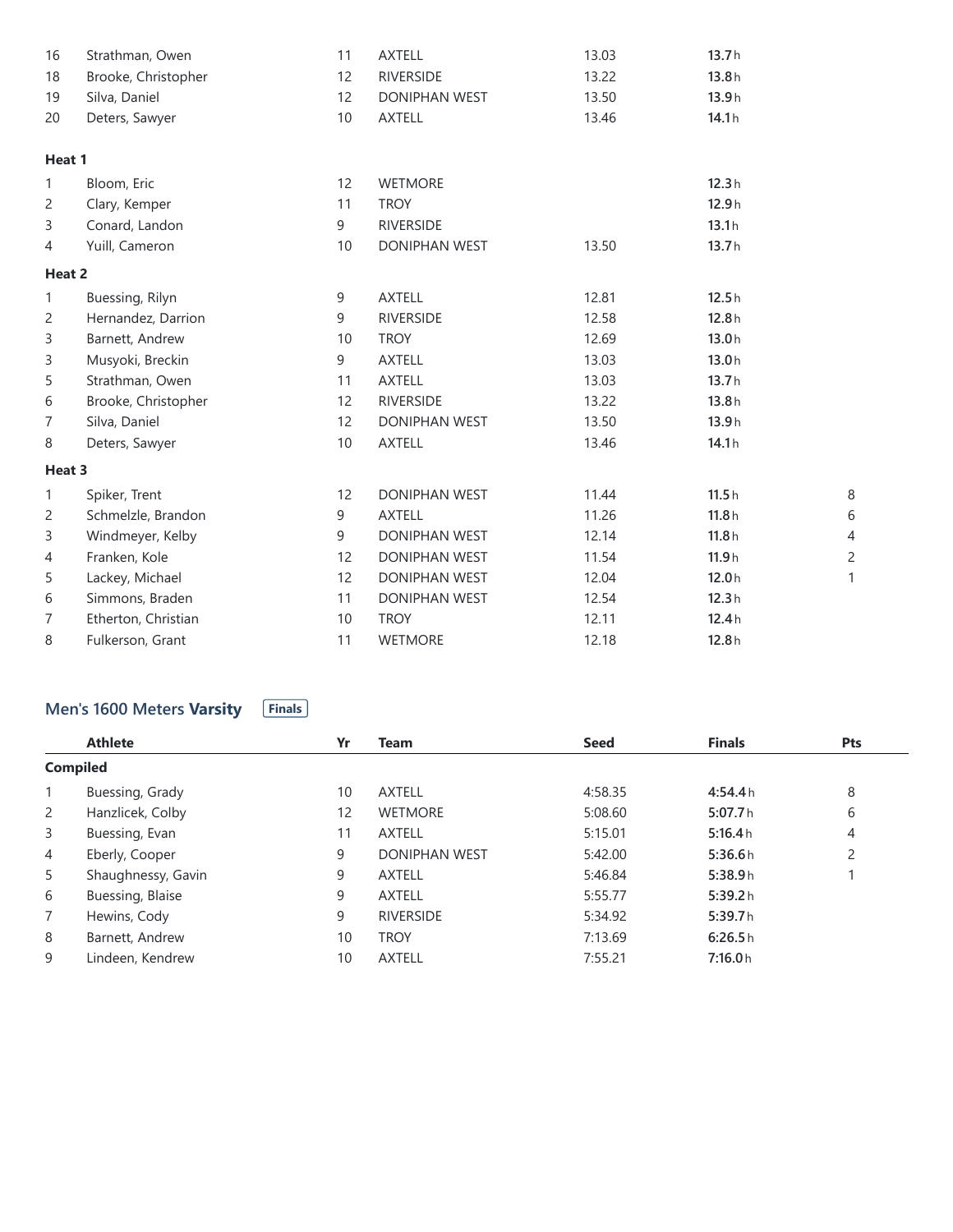| | | | | | | |
|---|---|---|---|---|---|---|
| 16 | Strathman, Owen | 11 | AXTELL | 13.03 | **13.7** h | |
| 18 | Brooke, Christopher | 12 | RIVERSIDE | 13.22 | **13.8** h | |
| 19 | Silva, Daniel | 12 | DONIPHAN WEST | 13.50 | **13.9** h | |
| 20 | Deters, Sawyer | 10 | AXTELL | 13.46 | **14.1** h | |
| **Heat 1** | | | | | | |
| 1 | Bloom, Eric | 12 | WETMORE | | **12.3** h | |
| 2 | Clary, Kemper | 11 | TROY | | **12.9** h | |
| 3 | Conard, Landon | 9 | RIVERSIDE | | **13.1** h | |
| 4 | Yuill, Cameron | 10 | DONIPHAN WEST | 13.50 | **13.7** h | |
| **Heat 2** | | | | | | |
| 1 | Buessing, Rilyn | 9 | AXTELL | 12.81 | **12.5** h | |
| 2 | Hernandez, Darrion | 9 | RIVERSIDE | 12.58 | **12.8** h | |
| 3 | Barnett, Andrew | 10 | TROY | 12.69 | **13.0** h | |
| 3 | Musyoki, Breckin | 9 | AXTELL | 13.03 | **13.0** h | |
| 5 | Strathman, Owen | 11 | AXTELL | 13.03 | **13.7** h | |
| 6 | Brooke, Christopher | 12 | RIVERSIDE | 13.22 | **13.8** h | |
| 7 | Silva, Daniel | 12 | DONIPHAN WEST | 13.50 | **13.9** h | |
| 8 | Deters, Sawyer | 10 | AXTELL | 13.46 | **14.1** h | |
| **Heat 3** | | | | | | |
| 1 | Spiker, Trent | 12 | DONIPHAN WEST | 11.44 | **11.5** h | 8 |
| 2 | Schmelzle, Brandon | 9 | AXTELL | 11.26 | **11.8** h | 6 |
| 3 | Windmeyer, Kelby | 9 | DONIPHAN WEST | 12.14 | **11.8** h | 4 |
| 4 | Franken, Kole | 12 | DONIPHAN WEST | 11.54 | **11.9** h | 2 |
| 5 | Lackey, Michael | 12 | DONIPHAN WEST | 12.04 | **12.0** h | 1 |
| 6 | Simmons, Braden | 11 | DONIPHAN WEST | 12.54 | **12.3** h | |
| 7 | Etherton, Christian | 10 | TROY | 12.11 | **12.4** h | |
| 8 | Fulkerson, Grant | 11 | WETMORE | 12.18 | **12.8** h | |

## Men's 1600 Meters **Varsity** Finals

| | Athlete | Yr | Team | Seed | Finals | Pts |
|---|---|---|---|---|---|---|
| **Compiled** | | | | | | |
| 1 | Buessing, Grady | 10 | AXTELL | 4:58.35 | **4:54.4** h | 8 |
| 2 | Hanzlicek, Colby | 12 | WETMORE | 5:08.60 | **5:07.7** h | 6 |
| 3 | Buessing, Evan | 11 | AXTELL | 5:15.01 | **5:16.4** h | 4 |
| 4 | Eberly, Cooper | 9 | DONIPHAN WEST | 5:42.00 | **5:36.6** h | 2 |
| 5 | Shaughnessy, Gavin | 9 | AXTELL | 5:46.84 | **5:38.9** h | 1 |
| 6 | Buessing, Blaise | 9 | AXTELL | 5:55.77 | **5:39.2** h | |
| 7 | Hewins, Cody | 9 | RIVERSIDE | 5:34.92 | **5:39.7** h | |
| 8 | Barnett, Andrew | 10 | TROY | 7:13.69 | **6:26.5** h | |
| 9 | Lindeen, Kendrew | 10 | AXTELL | 7:55.21 | **7:16.0** h | |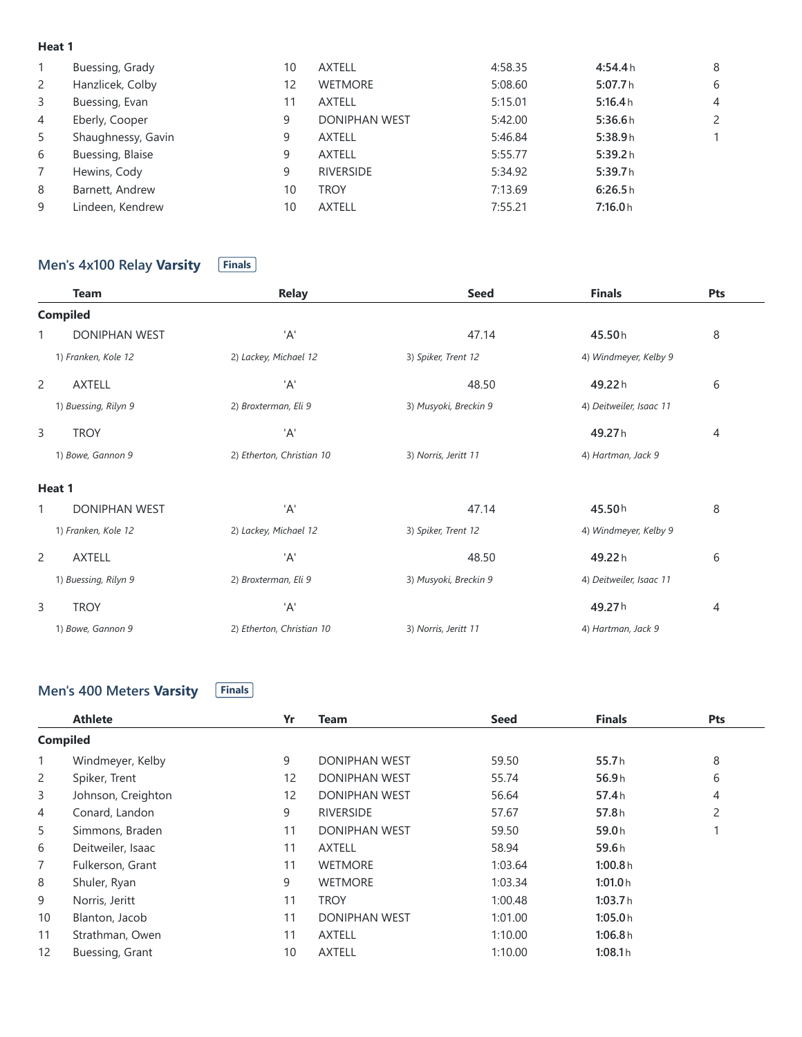**Heat 1**

| | Athlete | Yr | Team | Seed | Finals | Pts |
|---|---|---|---|---|---|---|
| 1 | Buessing, Grady | 10 | AXTELL | 4:58.35 | **4:54.4** h | 8 |
| 2 | Hanzlicek, Colby | 12 | WETMORE | 5:08.60 | **5:07.7** h | 6 |
| 3 | Buessing, Evan | 11 | AXTELL | 5:15.01 | **5:16.4** h | 4 |
| 4 | Eberly, Cooper | 9 | DONIPHAN WEST | 5:42.00 | **5:36.6** h | 2 |
| 5 | Shaughnessy, Gavin | 9 | AXTELL | 5:46.84 | **5:38.9** h | 1 |
| 6 | Buessing, Blaise | 9 | AXTELL | 5:55.77 | **5:39.2** h | |
| 7 | Hewins, Cody | 9 | RIVERSIDE | 5:34.92 | **5:39.7** h | |
| 8 | Barnett, Andrew | 10 | TROY | 7:13.69 | **6:26.5** h | |
| 9 | Lindeen, Kendrew | 10 | AXTELL | 7:55.21 | **7:16.0** h | |

## Men's 4x100 Relay **Varsity** Finals

| | Team | Relay | Seed | Finals | Pts |
|---|---|---|---|---|---|
| **Compiled** | | | | | |
| 1 | DONIPHAN WEST | 'A' | 47.14 | **45.50** h | 8 |
| | *1) Franken, Kole 12* | *2) Lackey, Michael 12* | *3) Spiker, Trent 12* | *4) Windmeyer, Kelby 9* | |
| 2 | AXTELL | 'A' | 48.50 | **49.22** h | 6 |
| | *1) Buessing, Rilyn 9* | *2) Broxterman, Eli 9* | *3) Musyoki, Breckin 9* | *4) Deitweiler, Isaac 11* | |
| 3 | TROY | 'A' | | **49.27** h | 4 |
| | *1) Bowe, Gannon 9* | *2) Etherton, Christian 10* | *3) Norris, Jeritt 11* | *4) Hartman, Jack 9* | |
| **Heat 1** | | | | | |
| 1 | DONIPHAN WEST | 'A' | 47.14 | **45.50** h | 8 |
| | *1) Franken, Kole 12* | *2) Lackey, Michael 12* | *3) Spiker, Trent 12* | *4) Windmeyer, Kelby 9* | |
| 2 | AXTELL | 'A' | 48.50 | **49.22** h | 6 |
| | *1) Buessing, Rilyn 9* | *2) Broxterman, Eli 9* | *3) Musyoki, Breckin 9* | *4) Deitweiler, Isaac 11* | |
| 3 | TROY | 'A' | | **49.27** h | 4 |
| | *1) Bowe, Gannon 9* | *2) Etherton, Christian 10* | *3) Norris, Jeritt 11* | *4) Hartman, Jack 9* | |

## Men's 400 Meters **Varsity** Finals

| | Athlete | Yr | Team | Seed | Finals | Pts |
|---|---|---|---|---|---|---|
| **Compiled** | | | | | | |
| 1 | Windmeyer, Kelby | 9 | DONIPHAN WEST | 59.50 | **55.7** h | 8 |
| 2 | Spiker, Trent | 12 | DONIPHAN WEST | 55.74 | **56.9** h | 6 |
| 3 | Johnson, Creighton | 12 | DONIPHAN WEST | 56.64 | **57.4** h | 4 |
| 4 | Conard, Landon | 9 | RIVERSIDE | 57.67 | **57.8** h | 2 |
| 5 | Simmons, Braden | 11 | DONIPHAN WEST | 59.50 | **59.0** h | 1 |
| 6 | Deitweiler, Isaac | 11 | AXTELL | 58.94 | **59.6** h | |
| 7 | Fulkerson, Grant | 11 | WETMORE | 1:03.64 | **1:00.8** h | |
| 8 | Shuler, Ryan | 9 | WETMORE | 1:03.34 | **1:01.0** h | |
| 9 | Norris, Jeritt | 11 | TROY | 1:00.48 | **1:03.7** h | |
| 10 | Blanton, Jacob | 11 | DONIPHAN WEST | 1:01.00 | **1:05.0** h | |
| 11 | Strathman, Owen | 11 | AXTELL | 1:10.00 | **1:06.8** h | |
| 12 | Buessing, Grant | 10 | AXTELL | 1:10.00 | **1:08.1** h | |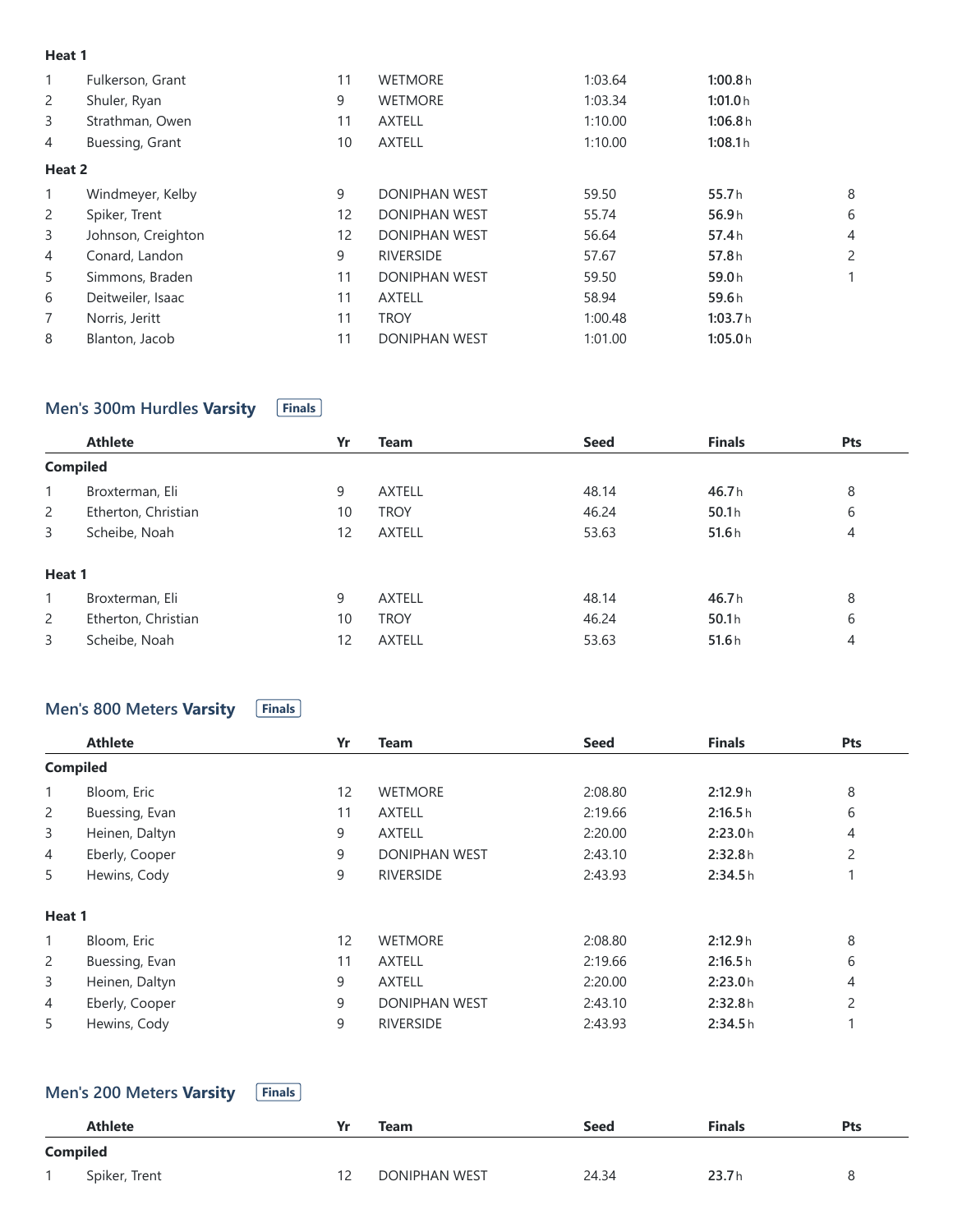**Heat 1**

| | Athlete | Yr | Team | Seed | Finals | Pts |
|---|---|---|---|---|---|---|
| 1 | Fulkerson, Grant | 11 | WETMORE | 1:03.64 | **1:00.8** h | |
| 2 | Shuler, Ryan | 9 | WETMORE | 1:03.34 | **1:01.0** h | |
| 3 | Strathman, Owen | 11 | AXTELL | 1:10.00 | **1:06.8** h | |
| 4 | Buessing, Grant | 10 | AXTELL | 1:10.00 | **1:08.1** h | |

**Heat 2**

| | Athlete | Yr | Team | Seed | Finals | Pts |
|---|---|---|---|---|---|---|
| 1 | Windmeyer, Kelby | 9 | DONIPHAN WEST | 59.50 | **55.7** h | 8 |
| 2 | Spiker, Trent | 12 | DONIPHAN WEST | 55.74 | **56.9** h | 6 |
| 3 | Johnson, Creighton | 12 | DONIPHAN WEST | 56.64 | **57.4** h | 4 |
| 4 | Conard, Landon | 9 | RIVERSIDE | 57.67 | **57.8** h | 2 |
| 5 | Simmons, Braden | 11 | DONIPHAN WEST | 59.50 | **59.0** h | 1 |
| 6 | Deitweiler, Isaac | 11 | AXTELL | 58.94 | **59.6** h | |
| 7 | Norris, Jeritt | 11 | TROY | 1:00.48 | **1:03.7** h | |
| 8 | Blanton, Jacob | 11 | DONIPHAN WEST | 1:01.00 | **1:05.0** h | |

## Men's 300m Hurdles **Varsity** Finals

| | Athlete | Yr | Team | Seed | Finals | Pts |
|---|---|---|---|---|---|---|
| **Compiled** | | | | | | |
| 1 | Broxterman, Eli | 9 | AXTELL | 48.14 | **46.7** h | 8 |
| 2 | Etherton, Christian | 10 | TROY | 46.24 | **50.1** h | 6 |
| 3 | Scheibe, Noah | 12 | AXTELL | 53.63 | **51.6** h | 4 |
| **Heat 1** | | | | | | |
| 1 | Broxterman, Eli | 9 | AXTELL | 48.14 | **46.7** h | 8 |
| 2 | Etherton, Christian | 10 | TROY | 46.24 | **50.1** h | 6 |
| 3 | Scheibe, Noah | 12 | AXTELL | 53.63 | **51.6** h | 4 |

## Men's 800 Meters **Varsity** Finals

| | Athlete | Yr | Team | Seed | Finals | Pts |
|---|---|---|---|---|---|---|
| **Compiled** | | | | | | |
| 1 | Bloom, Eric | 12 | WETMORE | 2:08.80 | **2:12.9** h | 8 |
| 2 | Buessing, Evan | 11 | AXTELL | 2:19.66 | **2:16.5** h | 6 |
| 3 | Heinen, Daltyn | 9 | AXTELL | 2:20.00 | **2:23.0** h | 4 |
| 4 | Eberly, Cooper | 9 | DONIPHAN WEST | 2:43.10 | **2:32.8** h | 2 |
| 5 | Hewins, Cody | 9 | RIVERSIDE | 2:43.93 | **2:34.5** h | 1 |
| **Heat 1** | | | | | | |
| 1 | Bloom, Eric | 12 | WETMORE | 2:08.80 | **2:12.9** h | 8 |
| 2 | Buessing, Evan | 11 | AXTELL | 2:19.66 | **2:16.5** h | 6 |
| 3 | Heinen, Daltyn | 9 | AXTELL | 2:20.00 | **2:23.0** h | 4 |
| 4 | Eberly, Cooper | 9 | DONIPHAN WEST | 2:43.10 | **2:32.8** h | 2 |
| 5 | Hewins, Cody | 9 | RIVERSIDE | 2:43.93 | **2:34.5** h | 1 |

## Men's 200 Meters **Varsity** Finals

| | Athlete | Yr | Team | Seed | Finals | Pts |
|---|---|---|---|---|---|---|
| **Compiled** | | | | | | |
| 1 | Spiker, Trent | 12 | DONIPHAN WEST | 24.34 | **23.7** h | 8 |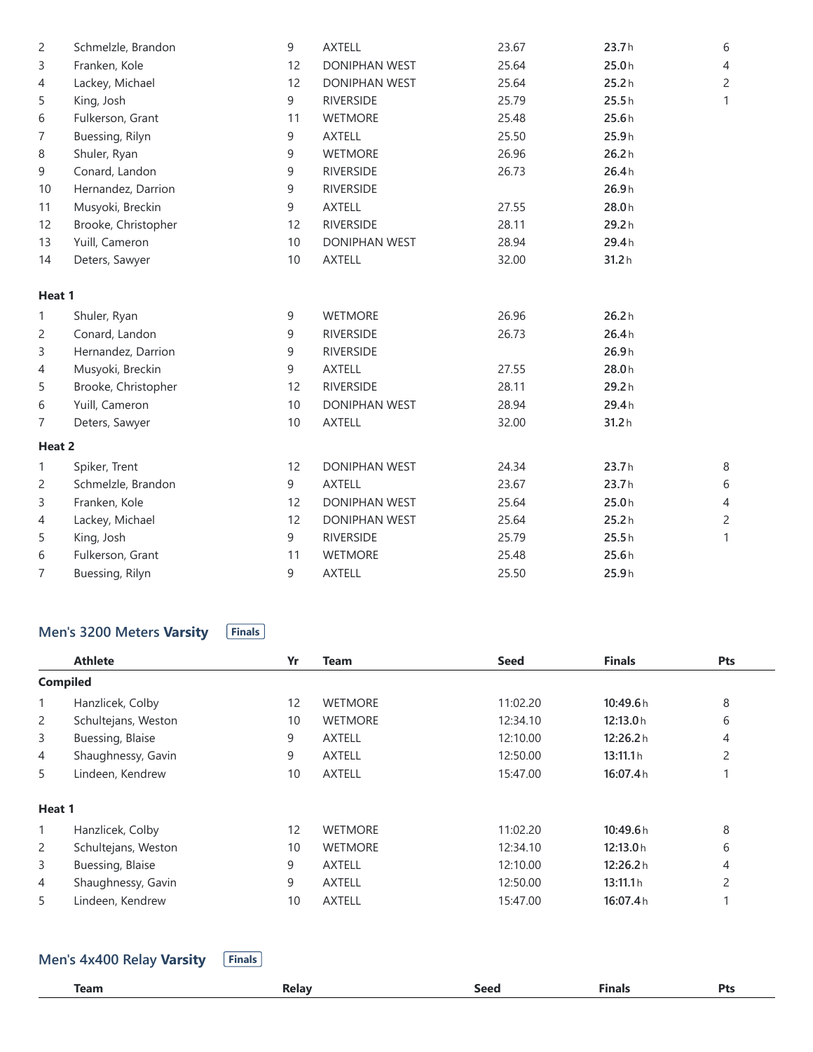| | Athlete | Yr | Team | Seed | Finals | Pts |
|---|---|---|---|---|---|---|
| 2 | Schmelzle, Brandon | 9 | AXTELL | 23.67 | **23.7**h | 6 |
| 3 | Franken, Kole | 12 | DONIPHAN WEST | 25.64 | **25.0**h | 4 |
| 4 | Lackey, Michael | 12 | DONIPHAN WEST | 25.64 | **25.2**h | 2 |
| 5 | King, Josh | 9 | RIVERSIDE | 25.79 | **25.5**h | 1 |
| 6 | Fulkerson, Grant | 11 | WETMORE | 25.48 | **25.6**h | |
| 7 | Buessing, Rilyn | 9 | AXTELL | 25.50 | **25.9**h | |
| 8 | Shuler, Ryan | 9 | WETMORE | 26.96 | **26.2**h | |
| 9 | Conard, Landon | 9 | RIVERSIDE | 26.73 | **26.4**h | |
| 10 | Hernandez, Darrion | 9 | RIVERSIDE | | **26.9**h | |
| 11 | Musyoki, Breckin | 9 | AXTELL | 27.55 | **28.0**h | |
| 12 | Brooke, Christopher | 12 | RIVERSIDE | 28.11 | **29.2**h | |
| 13 | Yuill, Cameron | 10 | DONIPHAN WEST | 28.94 | **29.4**h | |
| 14 | Deters, Sawyer | 10 | AXTELL | 32.00 | **31.2**h | |
| **Heat 1** | | | | | | |
| 1 | Shuler, Ryan | 9 | WETMORE | 26.96 | **26.2**h | |
| 2 | Conard, Landon | 9 | RIVERSIDE | 26.73 | **26.4**h | |
| 3 | Hernandez, Darrion | 9 | RIVERSIDE | | **26.9**h | |
| 4 | Musyoki, Breckin | 9 | AXTELL | 27.55 | **28.0**h | |
| 5 | Brooke, Christopher | 12 | RIVERSIDE | 28.11 | **29.2**h | |
| 6 | Yuill, Cameron | 10 | DONIPHAN WEST | 28.94 | **29.4**h | |
| 7 | Deters, Sawyer | 10 | AXTELL | 32.00 | **31.2**h | |
| **Heat 2** | | | | | | |
| 1 | Spiker, Trent | 12 | DONIPHAN WEST | 24.34 | **23.7**h | 8 |
| 2 | Schmelzle, Brandon | 9 | AXTELL | 23.67 | **23.7**h | 6 |
| 3 | Franken, Kole | 12 | DONIPHAN WEST | 25.64 | **25.0**h | 4 |
| 4 | Lackey, Michael | 12 | DONIPHAN WEST | 25.64 | **25.2**h | 2 |
| 5 | King, Josh | 9 | RIVERSIDE | 25.79 | **25.5**h | 1 |
| 6 | Fulkerson, Grant | 11 | WETMORE | 25.48 | **25.6**h | |
| 7 | Buessing, Rilyn | 9 | AXTELL | 25.50 | **25.9**h | |

## Men's 3200 Meters **Varsity** Finals

| | Athlete | Yr | Team | Seed | Finals | Pts |
|---|---|---|---|---|---|---|
| **Compiled** | | | | | | |
| 1 | Hanzlicek, Colby | 12 | WETMORE | 11:02.20 | **10:49.6**h | 8 |
| 2 | Schultejans, Weston | 10 | WETMORE | 12:34.10 | **12:13.0**h | 6 |
| 3 | Buessing, Blaise | 9 | AXTELL | 12:10.00 | **12:26.2**h | 4 |
| 4 | Shaughnessy, Gavin | 9 | AXTELL | 12:50.00 | **13:11.1**h | 2 |
| 5 | Lindeen, Kendrew | 10 | AXTELL | 15:47.00 | **16:07.4**h | 1 |
| **Heat 1** | | | | | | |
| 1 | Hanzlicek, Colby | 12 | WETMORE | 11:02.20 | **10:49.6**h | 8 |
| 2 | Schultejans, Weston | 10 | WETMORE | 12:34.10 | **12:13.0**h | 6 |
| 3 | Buessing, Blaise | 9 | AXTELL | 12:10.00 | **12:26.2**h | 4 |
| 4 | Shaughnessy, Gavin | 9 | AXTELL | 12:50.00 | **13:11.1**h | 2 |
| 5 | Lindeen, Kendrew | 10 | AXTELL | 15:47.00 | **16:07.4**h | 1 |

## Men's 4x400 Relay **Varsity** Finals

| Team | Relay | Seed | Finals | Pts |
|---|---|---|---|---|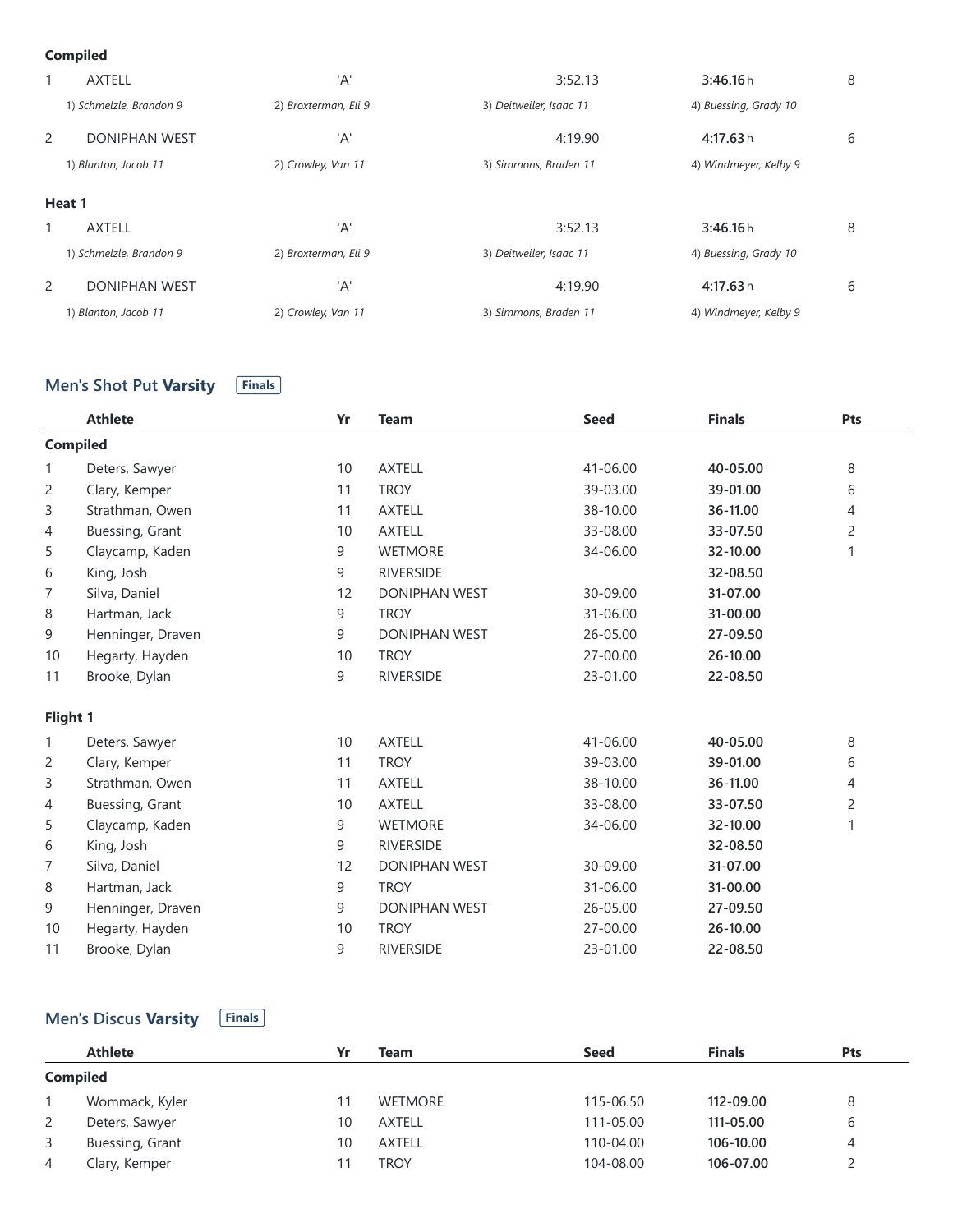**Compiled**

| | Team | Relay | Seed | Finals | Pts |
|---|---|---|---|---|---|
| 1 | AXTELL | 'A' | 3:52.13 | **3:46.16** h | 8 |
| | *1) Schmelzle, Brandon 9* | *2) Broxterman, Eli 9* | *3) Deitweiler, Isaac 11* | *4) Buessing, Grady 10* | |
| 2 | DONIPHAN WEST | 'A' | 4:19.90 | **4:17.63** h | 6 |
| | *1) Blanton, Jacob 11* | *2) Crowley, Van 11* | *3) Simmons, Braden 11* | *4) Windmeyer, Kelby 9* | |

**Heat 1**

| | Team | Relay | Seed | Finals | Pts |
|---|---|---|---|---|---|
| 1 | AXTELL | 'A' | 3:52.13 | **3:46.16** h | 8 |
| | *1) Schmelzle, Brandon 9* | *2) Broxterman, Eli 9* | *3) Deitweiler, Isaac 11* | *4) Buessing, Grady 10* | |
| 2 | DONIPHAN WEST | 'A' | 4:19.90 | **4:17.63** h | 6 |
| | *1) Blanton, Jacob 11* | *2) Crowley, Van 11* | *3) Simmons, Braden 11* | *4) Windmeyer, Kelby 9* | |

## Men's Shot Put **Varsity** Finals

| | Athlete | Yr | Team | Seed | Finals | Pts |
|---|---|---|---|---|---|---|
| **Compiled** | | | | | | |
| 1 | Deters, Sawyer | 10 | AXTELL | 41-06.00 | **40-05.00** | 8 |
| 2 | Clary, Kemper | 11 | TROY | 39-03.00 | **39-01.00** | 6 |
| 3 | Strathman, Owen | 11 | AXTELL | 38-10.00 | **36-11.00** | 4 |
| 4 | Buessing, Grant | 10 | AXTELL | 33-08.00 | **33-07.50** | 2 |
| 5 | Claycamp, Kaden | 9 | WETMORE | 34-06.00 | **32-10.00** | 1 |
| 6 | King, Josh | 9 | RIVERSIDE | | **32-08.50** | |
| 7 | Silva, Daniel | 12 | DONIPHAN WEST | 30-09.00 | **31-07.00** | |
| 8 | Hartman, Jack | 9 | TROY | 31-06.00 | **31-00.00** | |
| 9 | Henninger, Draven | 9 | DONIPHAN WEST | 26-05.00 | **27-09.50** | |
| 10 | Hegarty, Hayden | 10 | TROY | 27-00.00 | **26-10.00** | |
| 11 | Brooke, Dylan | 9 | RIVERSIDE | 23-01.00 | **22-08.50** | |
| **Flight 1** | | | | | | |
| 1 | Deters, Sawyer | 10 | AXTELL | 41-06.00 | **40-05.00** | 8 |
| 2 | Clary, Kemper | 11 | TROY | 39-03.00 | **39-01.00** | 6 |
| 3 | Strathman, Owen | 11 | AXTELL | 38-10.00 | **36-11.00** | 4 |
| 4 | Buessing, Grant | 10 | AXTELL | 33-08.00 | **33-07.50** | 2 |
| 5 | Claycamp, Kaden | 9 | WETMORE | 34-06.00 | **32-10.00** | 1 |
| 6 | King, Josh | 9 | RIVERSIDE | | **32-08.50** | |
| 7 | Silva, Daniel | 12 | DONIPHAN WEST | 30-09.00 | **31-07.00** | |
| 8 | Hartman, Jack | 9 | TROY | 31-06.00 | **31-00.00** | |
| 9 | Henninger, Draven | 9 | DONIPHAN WEST | 26-05.00 | **27-09.50** | |
| 10 | Hegarty, Hayden | 10 | TROY | 27-00.00 | **26-10.00** | |
| 11 | Brooke, Dylan | 9 | RIVERSIDE | 23-01.00 | **22-08.50** | |

## Men's Discus **Varsity** Finals

| | Athlete | Yr | Team | Seed | Finals | Pts |
|---|---|---|---|---|---|---|
| **Compiled** | | | | | | |
| 1 | Wommack, Kyler | 11 | WETMORE | 115-06.50 | **112-09.00** | 8 |
| 2 | Deters, Sawyer | 10 | AXTELL | 111-05.00 | **111-05.00** | 6 |
| 3 | Buessing, Grant | 10 | AXTELL | 110-04.00 | **106-10.00** | 4 |
| 4 | Clary, Kemper | 11 | TROY | 104-08.00 | **106-07.00** | 2 |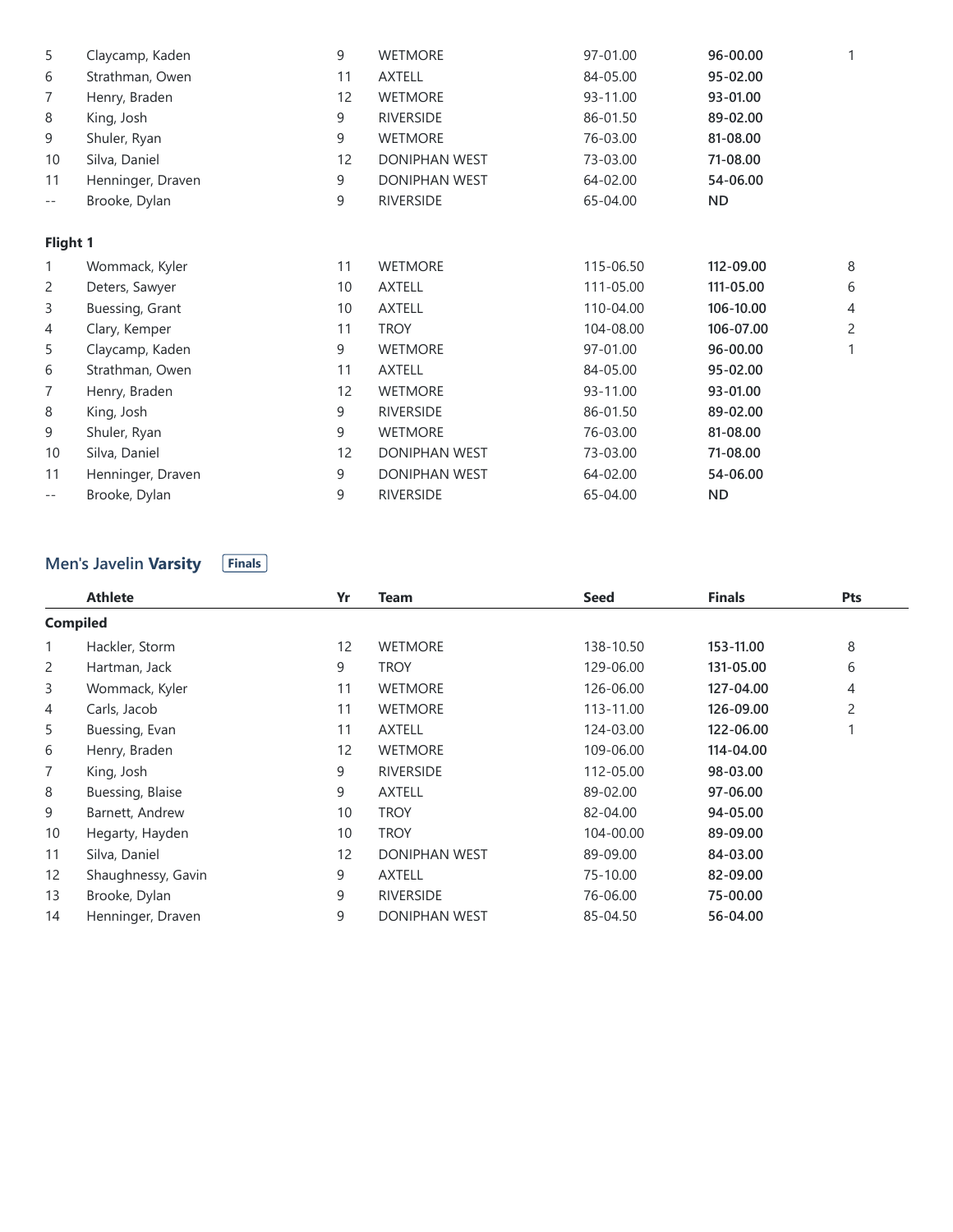| | | | | | | |
|---|---|---|---|---|---|---|
| 5 | Claycamp, Kaden | 9 | WETMORE | 97-01.00 | **96-00.00** | 1 |
| 6 | Strathman, Owen | 11 | AXTELL | 84-05.00 | **95-02.00** | |
| 7 | Henry, Braden | 12 | WETMORE | 93-11.00 | **93-01.00** | |
| 8 | King, Josh | 9 | RIVERSIDE | 86-01.50 | **89-02.00** | |
| 9 | Shuler, Ryan | 9 | WETMORE | 76-03.00 | **81-08.00** | |
| 10 | Silva, Daniel | 12 | DONIPHAN WEST | 73-03.00 | **71-08.00** | |
| 11 | Henninger, Draven | 9 | DONIPHAN WEST | 64-02.00 | **54-06.00** | |
| -- | Brooke, Dylan | 9 | RIVERSIDE | 65-04.00 | **ND** | |

**Flight 1**

| | | | | | | |
|---|---|---|---|---|---|---|
| 1 | Wommack, Kyler | 11 | WETMORE | 115-06.50 | **112-09.00** | 8 |
| 2 | Deters, Sawyer | 10 | AXTELL | 111-05.00 | **111-05.00** | 6 |
| 3 | Buessing, Grant | 10 | AXTELL | 110-04.00 | **106-10.00** | 4 |
| 4 | Clary, Kemper | 11 | TROY | 104-08.00 | **106-07.00** | 2 |
| 5 | Claycamp, Kaden | 9 | WETMORE | 97-01.00 | **96-00.00** | 1 |
| 6 | Strathman, Owen | 11 | AXTELL | 84-05.00 | **95-02.00** | |
| 7 | Henry, Braden | 12 | WETMORE | 93-11.00 | **93-01.00** | |
| 8 | King, Josh | 9 | RIVERSIDE | 86-01.50 | **89-02.00** | |
| 9 | Shuler, Ryan | 9 | WETMORE | 76-03.00 | **81-08.00** | |
| 10 | Silva, Daniel | 12 | DONIPHAN WEST | 73-03.00 | **71-08.00** | |
| 11 | Henninger, Draven | 9 | DONIPHAN WEST | 64-02.00 | **54-06.00** | |
| -- | Brooke, Dylan | 9 | RIVERSIDE | 65-04.00 | **ND** | |

## Men's Javelin **Varsity** Finals

| | Athlete | Yr | Team | Seed | Finals | Pts |
|---|---|---|---|---|---|---|
| **Compiled** | | | | | | |
| 1 | Hackler, Storm | 12 | WETMORE | 138-10.50 | **153-11.00** | 8 |
| 2 | Hartman, Jack | 9 | TROY | 129-06.00 | **131-05.00** | 6 |
| 3 | Wommack, Kyler | 11 | WETMORE | 126-06.00 | **127-04.00** | 4 |
| 4 | Carls, Jacob | 11 | WETMORE | 113-11.00 | **126-09.00** | 2 |
| 5 | Buessing, Evan | 11 | AXTELL | 124-03.00 | **122-06.00** | 1 |
| 6 | Henry, Braden | 12 | WETMORE | 109-06.00 | **114-04.00** | |
| 7 | King, Josh | 9 | RIVERSIDE | 112-05.00 | **98-03.00** | |
| 8 | Buessing, Blaise | 9 | AXTELL | 89-02.00 | **97-06.00** | |
| 9 | Barnett, Andrew | 10 | TROY | 82-04.00 | **94-05.00** | |
| 10 | Hegarty, Hayden | 10 | TROY | 104-00.00 | **89-09.00** | |
| 11 | Silva, Daniel | 12 | DONIPHAN WEST | 89-09.00 | **84-03.00** | |
| 12 | Shaughnessy, Gavin | 9 | AXTELL | 75-10.00 | **82-09.00** | |
| 13 | Brooke, Dylan | 9 | RIVERSIDE | 76-06.00 | **75-00.00** | |
| 14 | Henninger, Draven | 9 | DONIPHAN WEST | 85-04.50 | **56-04.00** | |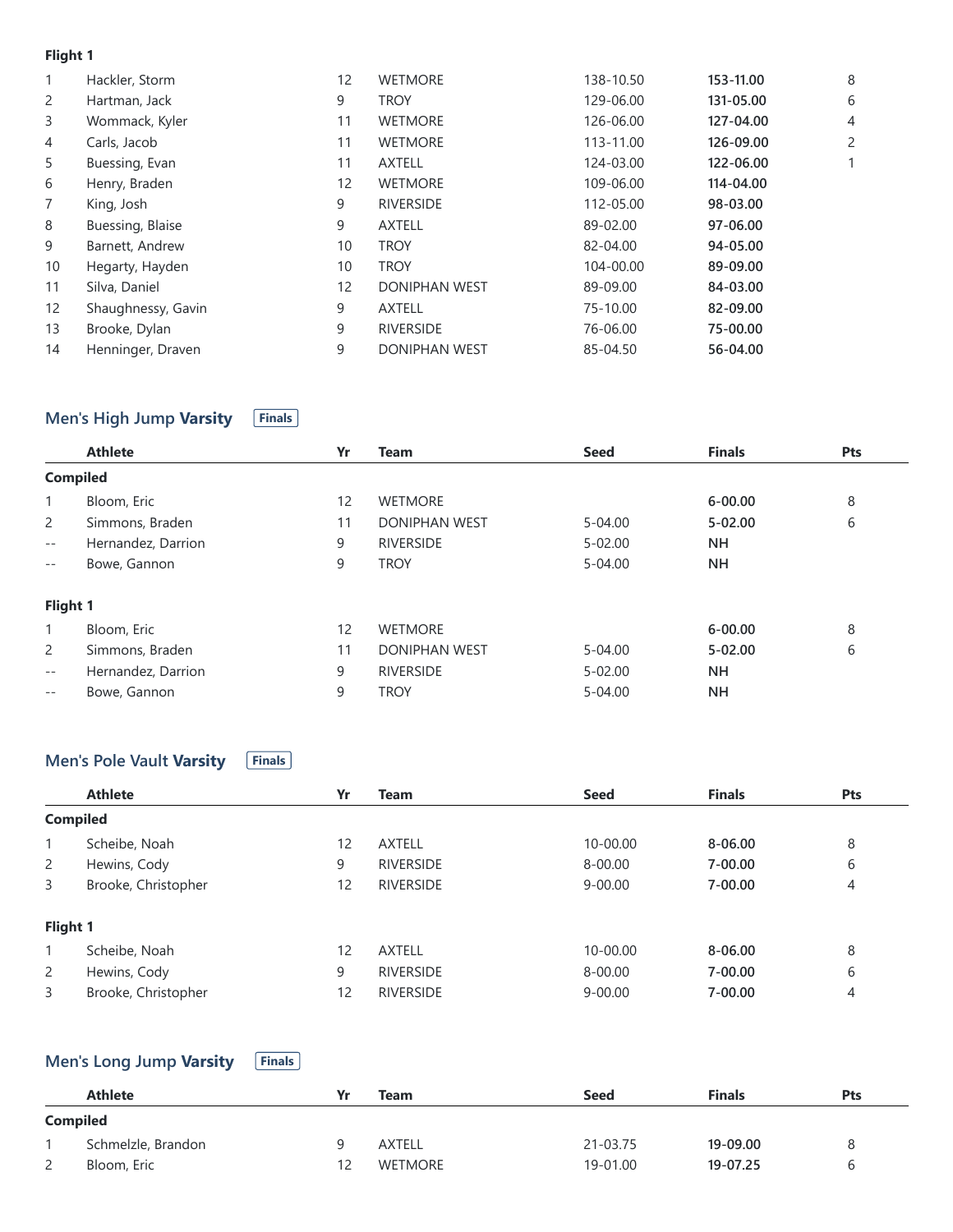**Flight 1**

| | Athlete | Yr | Team | Seed | Finals | Pts |
|---|---|---|---|---|---|---|
| 1 | Hackler, Storm | 12 | WETMORE | 138-10.50 | **153-11.00** | 8 |
| 2 | Hartman, Jack | 9 | TROY | 129-06.00 | **131-05.00** | 6 |
| 3 | Wommack, Kyler | 11 | WETMORE | 126-06.00 | **127-04.00** | 4 |
| 4 | Carls, Jacob | 11 | WETMORE | 113-11.00 | **126-09.00** | 2 |
| 5 | Buessing, Evan | 11 | AXTELL | 124-03.00 | **122-06.00** | 1 |
| 6 | Henry, Braden | 12 | WETMORE | 109-06.00 | **114-04.00** | |
| 7 | King, Josh | 9 | RIVERSIDE | 112-05.00 | **98-03.00** | |
| 8 | Buessing, Blaise | 9 | AXTELL | 89-02.00 | **97-06.00** | |
| 9 | Barnett, Andrew | 10 | TROY | 82-04.00 | **94-05.00** | |
| 10 | Hegarty, Hayden | 10 | TROY | 104-00.00 | **89-09.00** | |
| 11 | Silva, Daniel | 12 | DONIPHAN WEST | 89-09.00 | **84-03.00** | |
| 12 | Shaughnessy, Gavin | 9 | AXTELL | 75-10.00 | **82-09.00** | |
| 13 | Brooke, Dylan | 9 | RIVERSIDE | 76-06.00 | **75-00.00** | |
| 14 | Henninger, Draven | 9 | DONIPHAN WEST | 85-04.50 | **56-04.00** | |

## Men's High Jump **Varsity** Finals

| | Athlete | Yr | Team | Seed | Finals | Pts |
|---|---|---|---|---|---|---|
| **Compiled** | | | | | | |
| 1 | Bloom, Eric | 12 | WETMORE | | **6-00.00** | 8 |
| 2 | Simmons, Braden | 11 | DONIPHAN WEST | 5-04.00 | **5-02.00** | 6 |
| -- | Hernandez, Darrion | 9 | RIVERSIDE | 5-02.00 | **NH** | |
| -- | Bowe, Gannon | 9 | TROY | 5-04.00 | **NH** | |
| **Flight 1** | | | | | | |
| 1 | Bloom, Eric | 12 | WETMORE | | **6-00.00** | 8 |
| 2 | Simmons, Braden | 11 | DONIPHAN WEST | 5-04.00 | **5-02.00** | 6 |
| -- | Hernandez, Darrion | 9 | RIVERSIDE | 5-02.00 | **NH** | |
| -- | Bowe, Gannon | 9 | TROY | 5-04.00 | **NH** | |

## Men's Pole Vault **Varsity** Finals

| | Athlete | Yr | Team | Seed | Finals | Pts |
|---|---|---|---|---|---|---|
| **Compiled** | | | | | | |
| 1 | Scheibe, Noah | 12 | AXTELL | 10-00.00 | **8-06.00** | 8 |
| 2 | Hewins, Cody | 9 | RIVERSIDE | 8-00.00 | **7-00.00** | 6 |
| 3 | Brooke, Christopher | 12 | RIVERSIDE | 9-00.00 | **7-00.00** | 4 |
| **Flight 1** | | | | | | |
| 1 | Scheibe, Noah | 12 | AXTELL | 10-00.00 | **8-06.00** | 8 |
| 2 | Hewins, Cody | 9 | RIVERSIDE | 8-00.00 | **7-00.00** | 6 |
| 3 | Brooke, Christopher | 12 | RIVERSIDE | 9-00.00 | **7-00.00** | 4 |

## Men's Long Jump **Varsity** Finals

| | Athlete | Yr | Team | Seed | Finals | Pts |
|---|---|---|---|---|---|---|
| **Compiled** | | | | | | |
| 1 | Schmelzle, Brandon | 9 | AXTELL | 21-03.75 | **19-09.00** | 8 |
| 2 | Bloom, Eric | 12 | WETMORE | 19-01.00 | **19-07.25** | 6 |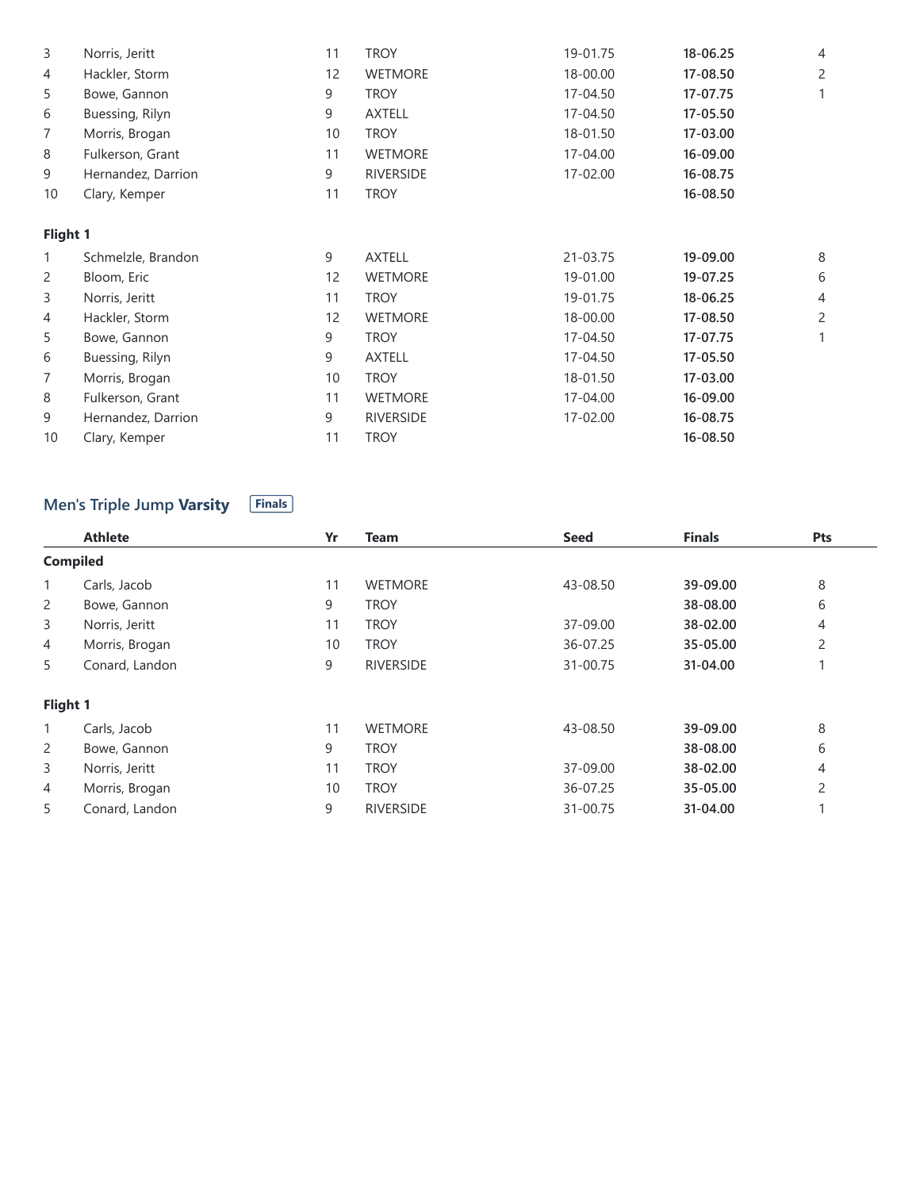| | | | | | | |
|---|---|---|---|---|---|---|
| 3 | Norris, Jeritt | 11 | TROY | 19-01.75 | **18-06.25** | 4 |
| 4 | Hackler, Storm | 12 | WETMORE | 18-00.00 | **17-08.50** | 2 |
| 5 | Bowe, Gannon | 9 | TROY | 17-04.50 | **17-07.75** | 1 |
| 6 | Buessing, Rilyn | 9 | AXTELL | 17-04.50 | **17-05.50** | |
| 7 | Morris, Brogan | 10 | TROY | 18-01.50 | **17-03.00** | |
| 8 | Fulkerson, Grant | 11 | WETMORE | 17-04.00 | **16-09.00** | |
| 9 | Hernandez, Darrion | 9 | RIVERSIDE | 17-02.00 | **16-08.75** | |
| 10 | Clary, Kemper | 11 | TROY | | **16-08.50** | |

**Flight 1**

| | | | | | | |
|---|---|---|---|---|---|---|
| 1 | Schmelzle, Brandon | 9 | AXTELL | 21-03.75 | **19-09.00** | 8 |
| 2 | Bloom, Eric | 12 | WETMORE | 19-01.00 | **19-07.25** | 6 |
| 3 | Norris, Jeritt | 11 | TROY | 19-01.75 | **18-06.25** | 4 |
| 4 | Hackler, Storm | 12 | WETMORE | 18-00.00 | **17-08.50** | 2 |
| 5 | Bowe, Gannon | 9 | TROY | 17-04.50 | **17-07.75** | 1 |
| 6 | Buessing, Rilyn | 9 | AXTELL | 17-04.50 | **17-05.50** | |
| 7 | Morris, Brogan | 10 | TROY | 18-01.50 | **17-03.00** | |
| 8 | Fulkerson, Grant | 11 | WETMORE | 17-04.00 | **16-09.00** | |
| 9 | Hernandez, Darrion | 9 | RIVERSIDE | 17-02.00 | **16-08.75** | |
| 10 | Clary, Kemper | 11 | TROY | | **16-08.50** | |

## Men's Triple Jump **Varsity** Finals

| | Athlete | Yr | Team | Seed | Finals | Pts |
|---|---|---|---|---|---|---|
| **Compiled** | | | | | | |
| 1 | Carls, Jacob | 11 | WETMORE | 43-08.50 | **39-09.00** | 8 |
| 2 | Bowe, Gannon | 9 | TROY | | **38-08.00** | 6 |
| 3 | Norris, Jeritt | 11 | TROY | 37-09.00 | **38-02.00** | 4 |
| 4 | Morris, Brogan | 10 | TROY | 36-07.25 | **35-05.00** | 2 |
| 5 | Conard, Landon | 9 | RIVERSIDE | 31-00.75 | **31-04.00** | 1 |
| **Flight 1** | | | | | | |
| 1 | Carls, Jacob | 11 | WETMORE | 43-08.50 | **39-09.00** | 8 |
| 2 | Bowe, Gannon | 9 | TROY | | **38-08.00** | 6 |
| 3 | Norris, Jeritt | 11 | TROY | 37-09.00 | **38-02.00** | 4 |
| 4 | Morris, Brogan | 10 | TROY | 36-07.25 | **35-05.00** | 2 |
| 5 | Conard, Landon | 9 | RIVERSIDE | 31-00.75 | **31-04.00** | 1 |